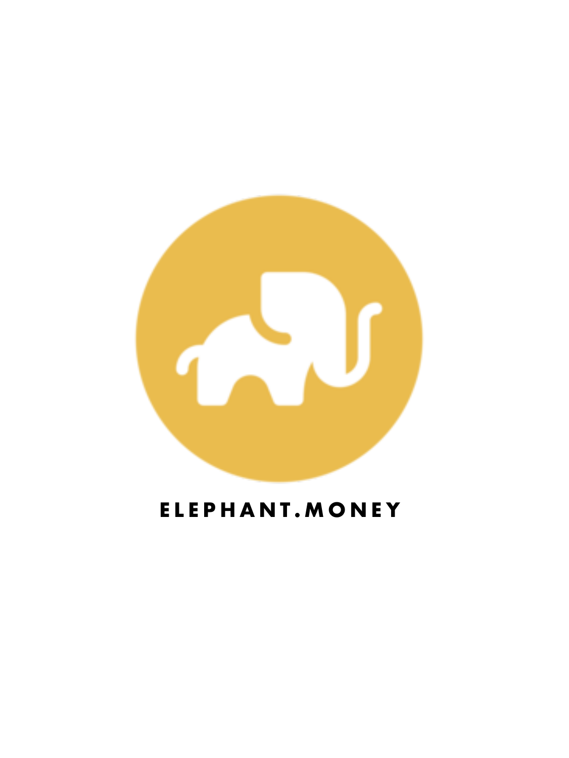ELEPHANT.MONEY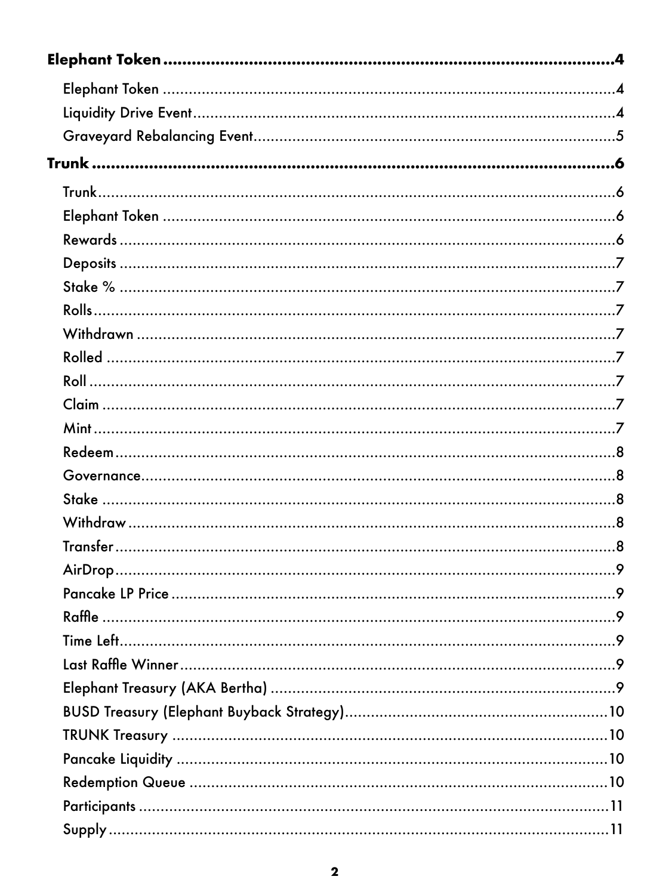**Elephant Token** ........................................................................................ 4

- Elephant Token ........................................................................................ 4
- Liquidity Drive Event .................................................................................. 4
- Graveyard Rebalancing Event .................................................................... 5

**Trunk** ........................................................................................................ 6

- Trunk ........................................................................................................ 6
- Elephant Token ........................................................................................ 6
- Rewards .................................................................................................... 6
- Deposits .................................................................................................... 7
- Stake % ..................................................................................................... 7
- Rolls .......................................................................................................... 7
- Withdrawn ................................................................................................ 7
- Rolled ....................................................................................................... 7
- Roll ........................................................................................................... 7
- Claim ........................................................................................................ 7
- Mint .......................................................................................................... 7
- Redeem ..................................................................................................... 8
- Governance ............................................................................................... 8
- Stake ........................................................................................................ 8
- Withdraw .................................................................................................. 8
- Transfer .................................................................................................... 8
- AirDrop ..................................................................................................... 9
- Pancake LP Price ....................................................................................... 9
- Raffle ........................................................................................................ 9
- Time Left ................................................................................................... 9
- Last Raffle Winner ..................................................................................... 9
- Elephant Treasury (AKA Bertha) ................................................................ 9
- BUSD Treasury (Elephant Buyback Strategy) ............................................. 10
- TRUNK Treasury ....................................................................................... 10
- Pancake Liquidity ..................................................................................... 10
- Redemption Queue ................................................................................... 10
- Participants .............................................................................................. 11
- Supply ...................................................................................................... 11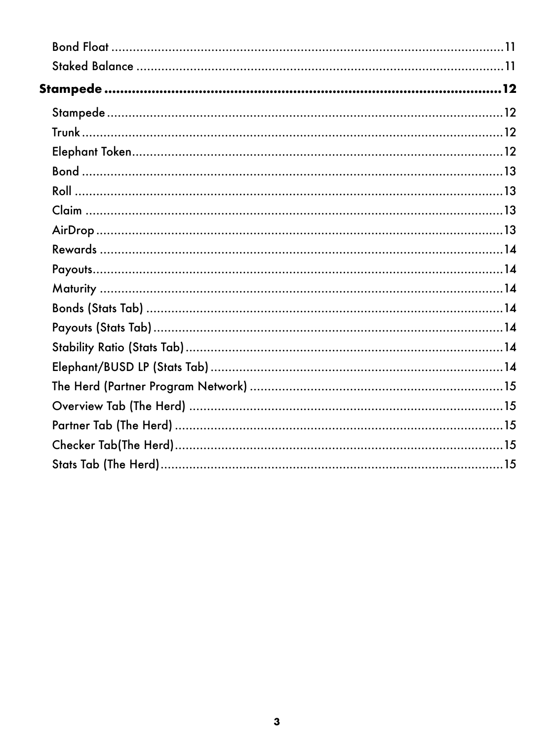Bond Float ..... 11

Staked Balance ..... 11

**Stampede ..... 12**

Stampede ..... 12

Trunk ..... 12

Elephant Token ..... 12

Bond ..... 13

Roll ..... 13

Claim ..... 13

AirDrop ..... 13

Rewards ..... 14

Payouts ..... 14

Maturity ..... 14

Bonds (Stats Tab) ..... 14

Payouts (Stats Tab) ..... 14

Stability Ratio (Stats Tab) ..... 14

Elephant/BUSD LP (Stats Tab) ..... 14

The Herd (Partner Program Network) ..... 15

Overview Tab (The Herd) ..... 15

Partner Tab (The Herd) ..... 15

Checker Tab(The Herd) ..... 15

Stats Tab (The Herd) ..... 15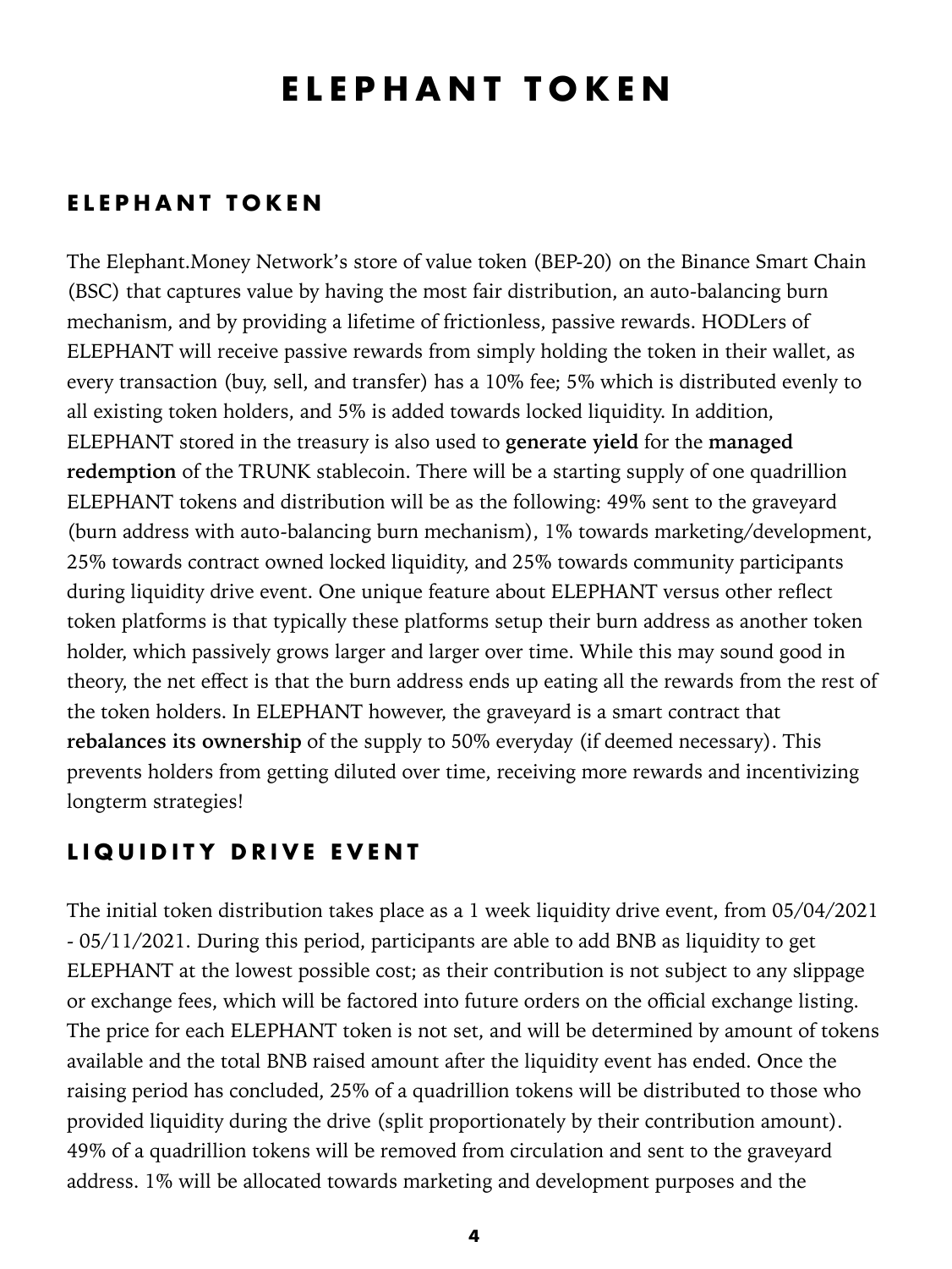# ELEPHANT TOKEN

## ELEPHANT TOKEN

The Elephant.Money Network's store of value token (BEP-20) on the Binance Smart Chain (BSC) that captures value by having the most fair distribution, an auto-balancing burn mechanism, and by providing a lifetime of frictionless, passive rewards. HODLers of ELEPHANT will receive passive rewards from simply holding the token in their wallet, as every transaction (buy, sell, and transfer) has a 10% fee; 5% which is distributed evenly to all existing token holders, and 5% is added towards locked liquidity. In addition, ELEPHANT stored in the treasury is also used to **generate yield** for the **managed redemption** of the TRUNK stablecoin. There will be a starting supply of one quadrillion ELEPHANT tokens and distribution will be as the following: 49% sent to the graveyard (burn address with auto-balancing burn mechanism), 1% towards marketing/development, 25% towards contract owned locked liquidity, and 25% towards community participants during liquidity drive event. One unique feature about ELEPHANT versus other reflect token platforms is that typically these platforms setup their burn address as another token holder, which passively grows larger and larger over time. While this may sound good in theory, the net effect is that the burn address ends up eating all the rewards from the rest of the token holders. In ELEPHANT however, the graveyard is a smart contract that **rebalances its ownership** of the supply to 50% everyday (if deemed necessary). This prevents holders from getting diluted over time, receiving more rewards and incentivizing longterm strategies!

## LIQUIDITY DRIVE EVENT

The initial token distribution takes place as a 1 week liquidity drive event, from 05/04/2021 - 05/11/2021. During this period, participants are able to add BNB as liquidity to get ELEPHANT at the lowest possible cost; as their contribution is not subject to any slippage or exchange fees, which will be factored into future orders on the official exchange listing. The price for each ELEPHANT token is not set, and will be determined by amount of tokens available and the total BNB raised amount after the liquidity event has ended. Once the raising period has concluded, 25% of a quadrillion tokens will be distributed to those who provided liquidity during the drive (split proportionately by their contribution amount). 49% of a quadrillion tokens will be removed from circulation and sent to the graveyard address. 1% will be allocated towards marketing and development purposes and the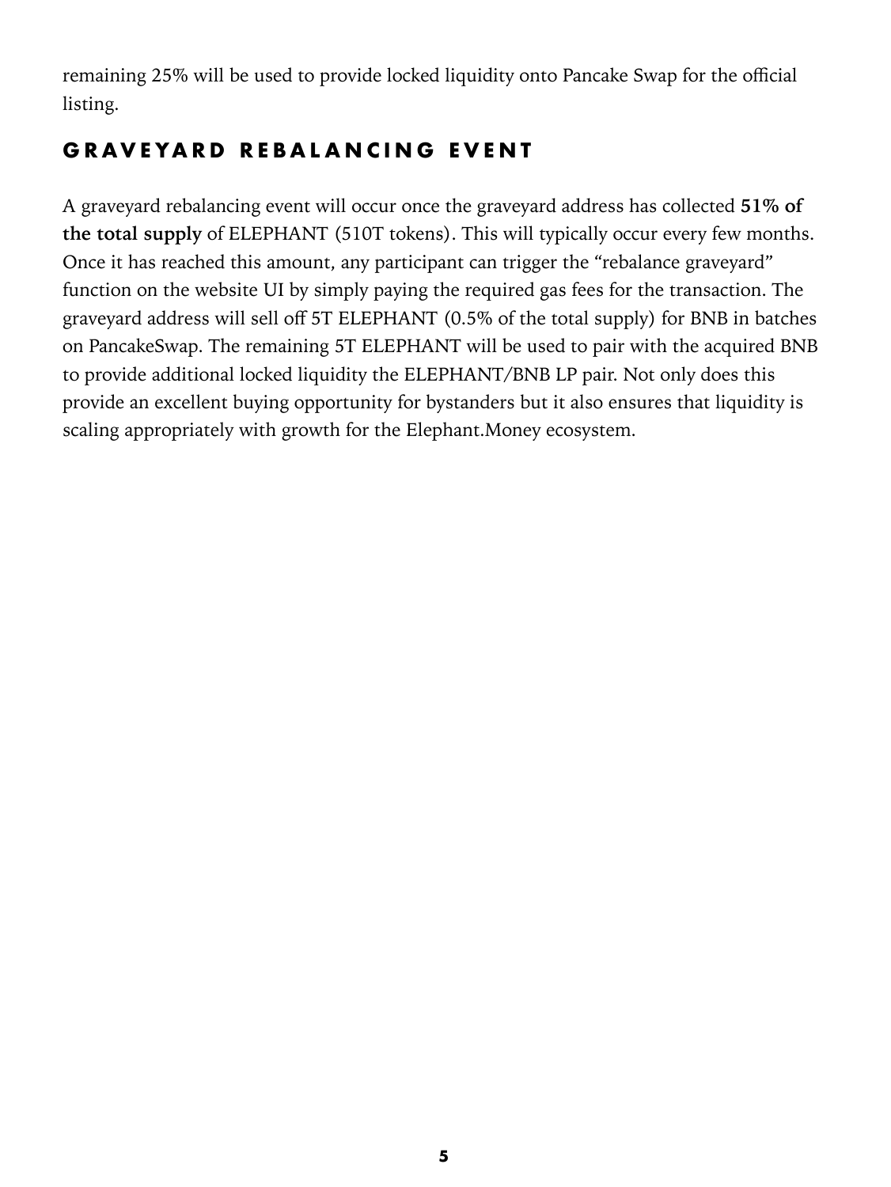remaining 25% will be used to provide locked liquidity onto Pancake Swap for the official listing.

## GRAVEYARD REBALANCING EVENT

A graveyard rebalancing event will occur once the graveyard address has collected **51% of the total supply** of ELEPHANT (510T tokens). This will typically occur every few months. Once it has reached this amount, any participant can trigger the "rebalance graveyard" function on the website UI by simply paying the required gas fees for the transaction. The graveyard address will sell off 5T ELEPHANT (0.5% of the total supply) for BNB in batches on PancakeSwap. The remaining 5T ELEPHANT will be used to pair with the acquired BNB to provide additional locked liquidity the ELEPHANT/BNB LP pair. Not only does this provide an excellent buying opportunity for bystanders but it also ensures that liquidity is scaling appropriately with growth for the Elephant.Money ecosystem.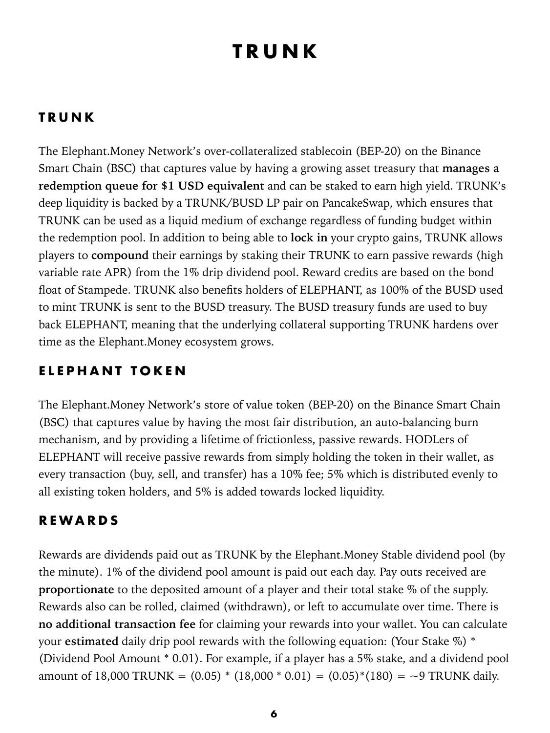# TRUNK

## TRUNK

The Elephant.Money Network's over-collateralized stablecoin (BEP-20) on the Binance Smart Chain (BSC) that captures value by having a growing asset treasury that **manages a redemption queue for $1 USD equivalent** and can be staked to earn high yield. TRUNK's deep liquidity is backed by a TRUNK/BUSD LP pair on PancakeSwap, which ensures that TRUNK can be used as a liquid medium of exchange regardless of funding budget within the redemption pool. In addition to being able to **lock in** your crypto gains, TRUNK allows players to **compound** their earnings by staking their TRUNK to earn passive rewards (high variable rate APR) from the 1% drip dividend pool. Reward credits are based on the bond float of Stampede. TRUNK also benefits holders of ELEPHANT, as 100% of the BUSD used to mint TRUNK is sent to the BUSD treasury. The BUSD treasury funds are used to buy back ELEPHANT, meaning that the underlying collateral supporting TRUNK hardens over time as the Elephant.Money ecosystem grows.

## ELEPHANT TOKEN

The Elephant.Money Network's store of value token (BEP-20) on the Binance Smart Chain (BSC) that captures value by having the most fair distribution, an auto-balancing burn mechanism, and by providing a lifetime of frictionless, passive rewards. HODLers of ELEPHANT will receive passive rewards from simply holding the token in their wallet, as every transaction (buy, sell, and transfer) has a 10% fee; 5% which is distributed evenly to all existing token holders, and 5% is added towards locked liquidity.

## REWARDS

Rewards are dividends paid out as TRUNK by the Elephant.Money Stable dividend pool (by the minute). 1% of the dividend pool amount is paid out each day. Pay outs received are **proportionate** to the deposited amount of a player and their total stake % of the supply. Rewards also can be rolled, claimed (withdrawn), or left to accumulate over time. There is **no additional transaction fee** for claiming your rewards into your wallet. You can calculate your **estimated** daily drip pool rewards with the following equation: (Your Stake %) * (Dividend Pool Amount * 0.01). For example, if a player has a 5% stake, and a dividend pool amount of 18,000 TRUNK = (0.05) * (18,000 * 0.01) = (0.05)*(180) = ~9 TRUNK daily.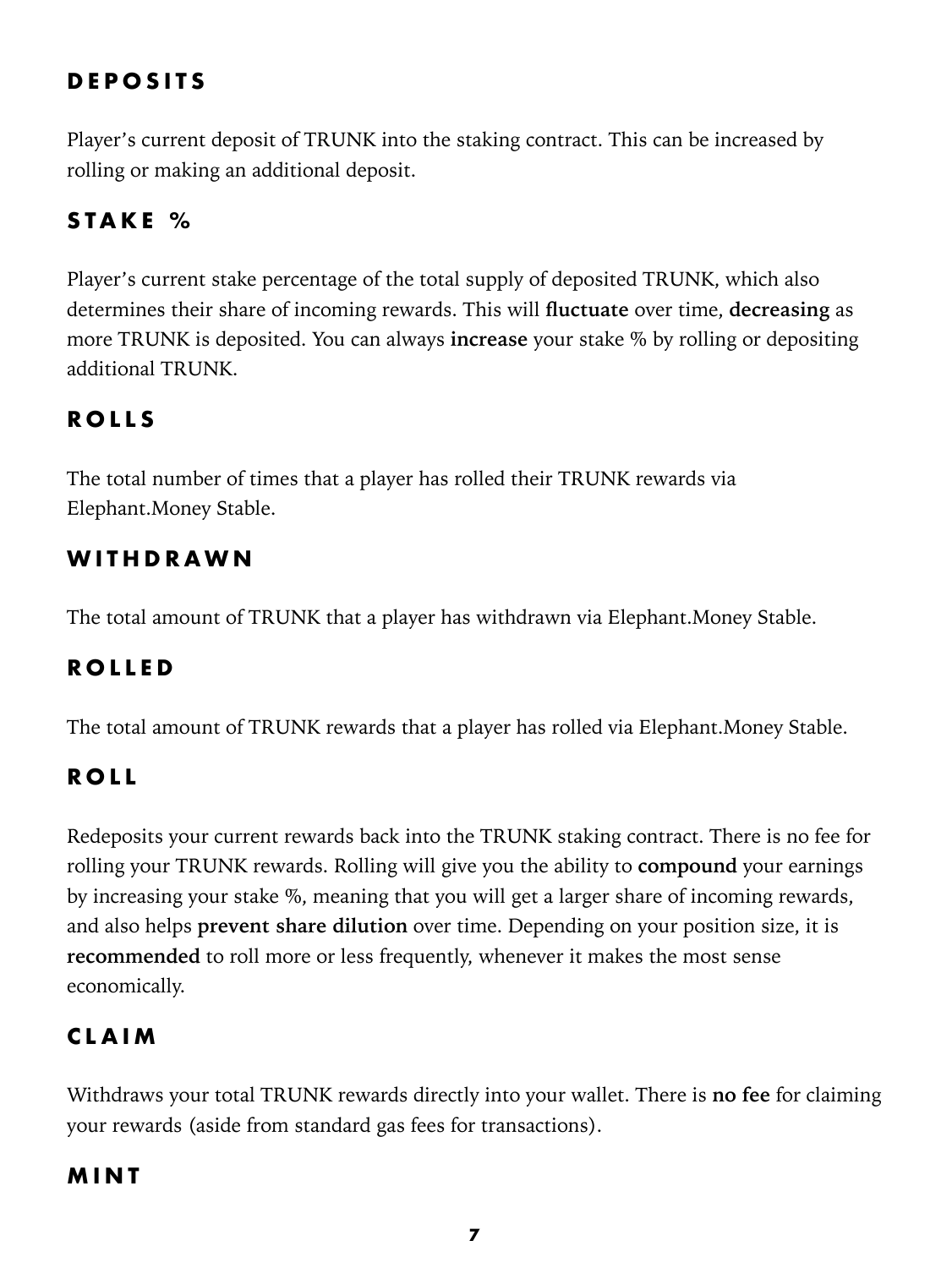### DEPOSITS

Player's current deposit of TRUNK into the staking contract. This can be increased by rolling or making an additional deposit.

### STAKE %

Player's current stake percentage of the total supply of deposited TRUNK, which also determines their share of incoming rewards. This will **fluctuate** over time, **decreasing** as more TRUNK is deposited. You can always **increase** your stake % by rolling or depositing additional TRUNK.

### ROLLS

The total number of times that a player has rolled their TRUNK rewards via Elephant.Money Stable.

### WITHDRAWN

The total amount of TRUNK that a player has withdrawn via Elephant.Money Stable.

### ROLLED

The total amount of TRUNK rewards that a player has rolled via Elephant.Money Stable.

### ROLL

Redeposits your current rewards back into the TRUNK staking contract. There is no fee for rolling your TRUNK rewards. Rolling will give you the ability to **compound** your earnings by increasing your stake %, meaning that you will get a larger share of incoming rewards, and also helps **prevent share dilution** over time. Depending on your position size, it is **recommended** to roll more or less frequently, whenever it makes the most sense economically.

### CLAIM

Withdraws your total TRUNK rewards directly into your wallet. There is **no fee** for claiming your rewards (aside from standard gas fees for transactions).

### MINT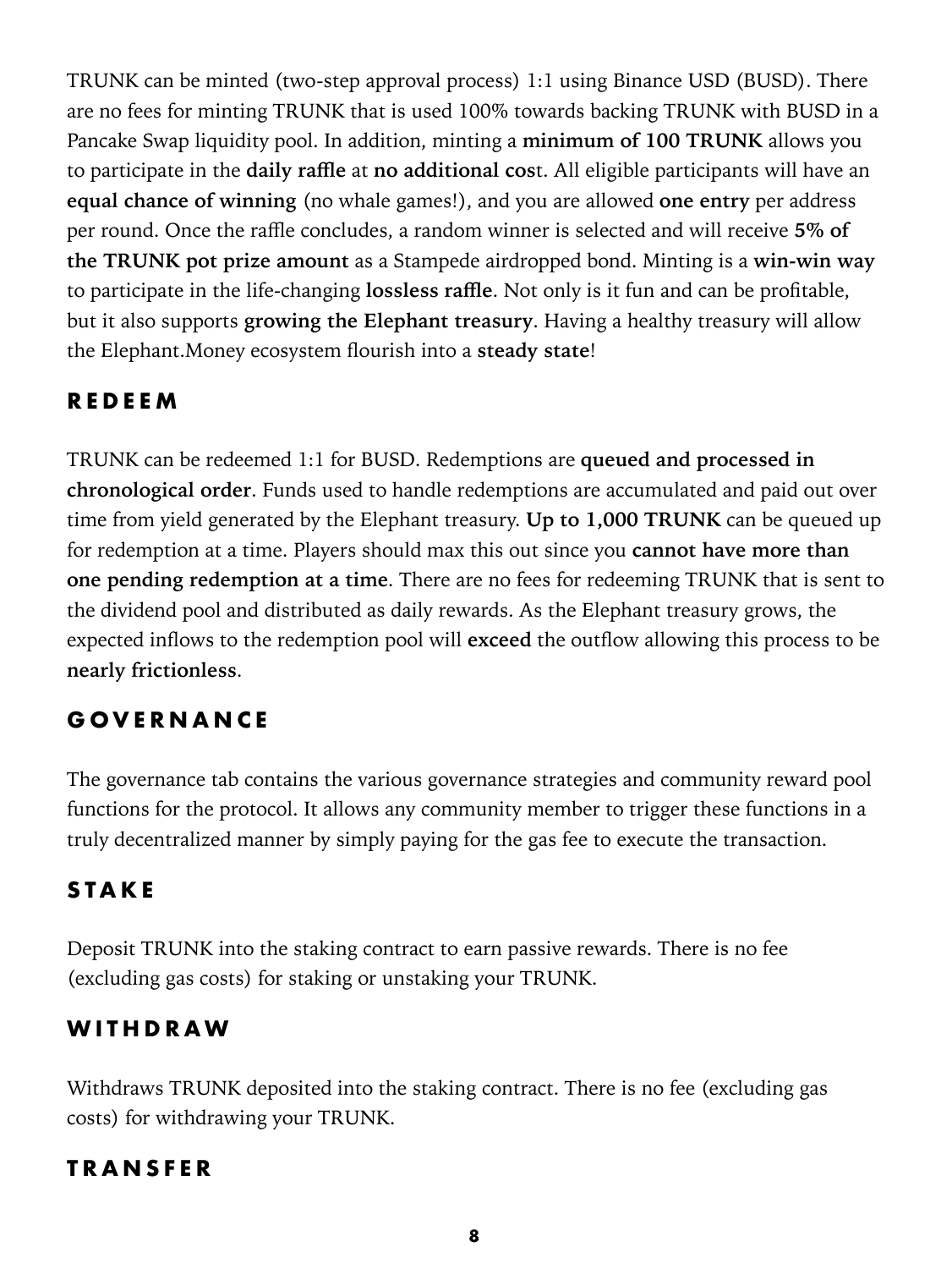TRUNK can be minted (two-step approval process) 1:1 using Binance USD (BUSD). There are no fees for minting TRUNK that is used 100% towards backing TRUNK with BUSD in a Pancake Swap liquidity pool. In addition, minting a **minimum of 100 TRUNK** allows you to participate in the **daily raffle** at **no additional cos**t. All eligible participants will have an **equal chance of winning** (no whale games!), and you are allowed **one entry** per address per round. Once the raffle concludes, a random winner is selected and will receive **5% of the TRUNK pot prize amount** as a Stampede airdropped bond. Minting is a **win-win way** to participate in the life-changing **lossless raffle**. Not only is it fun and can be profitable, but it also supports **growing the Elephant treasury**. Having a healthy treasury will allow the Elephant.Money ecosystem flourish into a **steady state**!

## REDEEM

TRUNK can be redeemed 1:1 for BUSD. Redemptions are **queued and processed in chronological order**. Funds used to handle redemptions are accumulated and paid out over time from yield generated by the Elephant treasury. **Up to 1,000 TRUNK** can be queued up for redemption at a time. Players should max this out since you **cannot have more than one pending redemption at a time**. There are no fees for redeeming TRUNK that is sent to the dividend pool and distributed as daily rewards. As the Elephant treasury grows, the expected inflows to the redemption pool will **exceed** the outflow allowing this process to be **nearly frictionless**.

## GOVERNANCE

The governance tab contains the various governance strategies and community reward pool functions for the protocol. It allows any community member to trigger these functions in a truly decentralized manner by simply paying for the gas fee to execute the transaction.

## STAKE

Deposit TRUNK into the staking contract to earn passive rewards. There is no fee (excluding gas costs) for staking or unstaking your TRUNK.

## WITHDRAW

Withdraws TRUNK deposited into the staking contract. There is no fee (excluding gas costs) for withdrawing your TRUNK.

## TRANSFER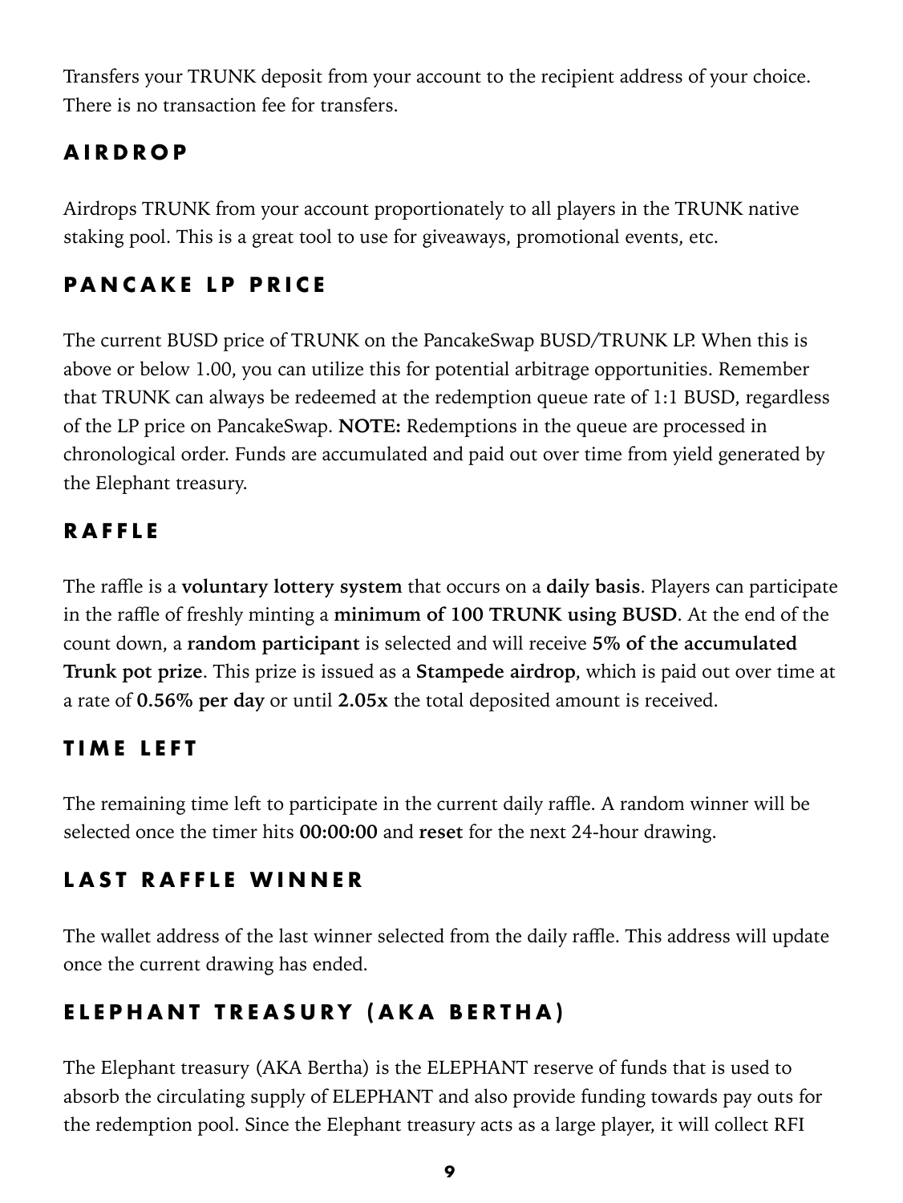Transfers your TRUNK deposit from your account to the recipient address of your choice. There is no transaction fee for transfers.

## AIRDROP

Airdrops TRUNK from your account proportionately to all players in the TRUNK native staking pool. This is a great tool to use for giveaways, promotional events, etc.

## PANCAKE LP PRICE

The current BUSD price of TRUNK on the PancakeSwap BUSD/TRUNK LP. When this is above or below 1.00, you can utilize this for potential arbitrage opportunities. Remember that TRUNK can always be redeemed at the redemption queue rate of 1:1 BUSD, regardless of the LP price on PancakeSwap. **NOTE:** Redemptions in the queue are processed in chronological order. Funds are accumulated and paid out over time from yield generated by the Elephant treasury.

## RAFFLE

The raffle is a **voluntary lottery system** that occurs on a **daily basis**. Players can participate in the raffle of freshly minting a **minimum of 100 TRUNK using BUSD**. At the end of the count down, a **random participant** is selected and will receive **5% of the accumulated Trunk pot prize**. This prize is issued as a **Stampede airdrop**, which is paid out over time at a rate of **0.56% per day** or until **2.05x** the total deposited amount is received.

## TIME LEFT

The remaining time left to participate in the current daily raffle. A random winner will be selected once the timer hits **00:00:00** and **reset** for the next 24-hour drawing.

## LAST RAFFLE WINNER

The wallet address of the last winner selected from the daily raffle. This address will update once the current drawing has ended.

## ELEPHANT TREASURY (AKA BERTHA)

The Elephant treasury (AKA Bertha) is the ELEPHANT reserve of funds that is used to absorb the circulating supply of ELEPHANT and also provide funding towards pay outs for the redemption pool. Since the Elephant treasury acts as a large player, it will collect RFI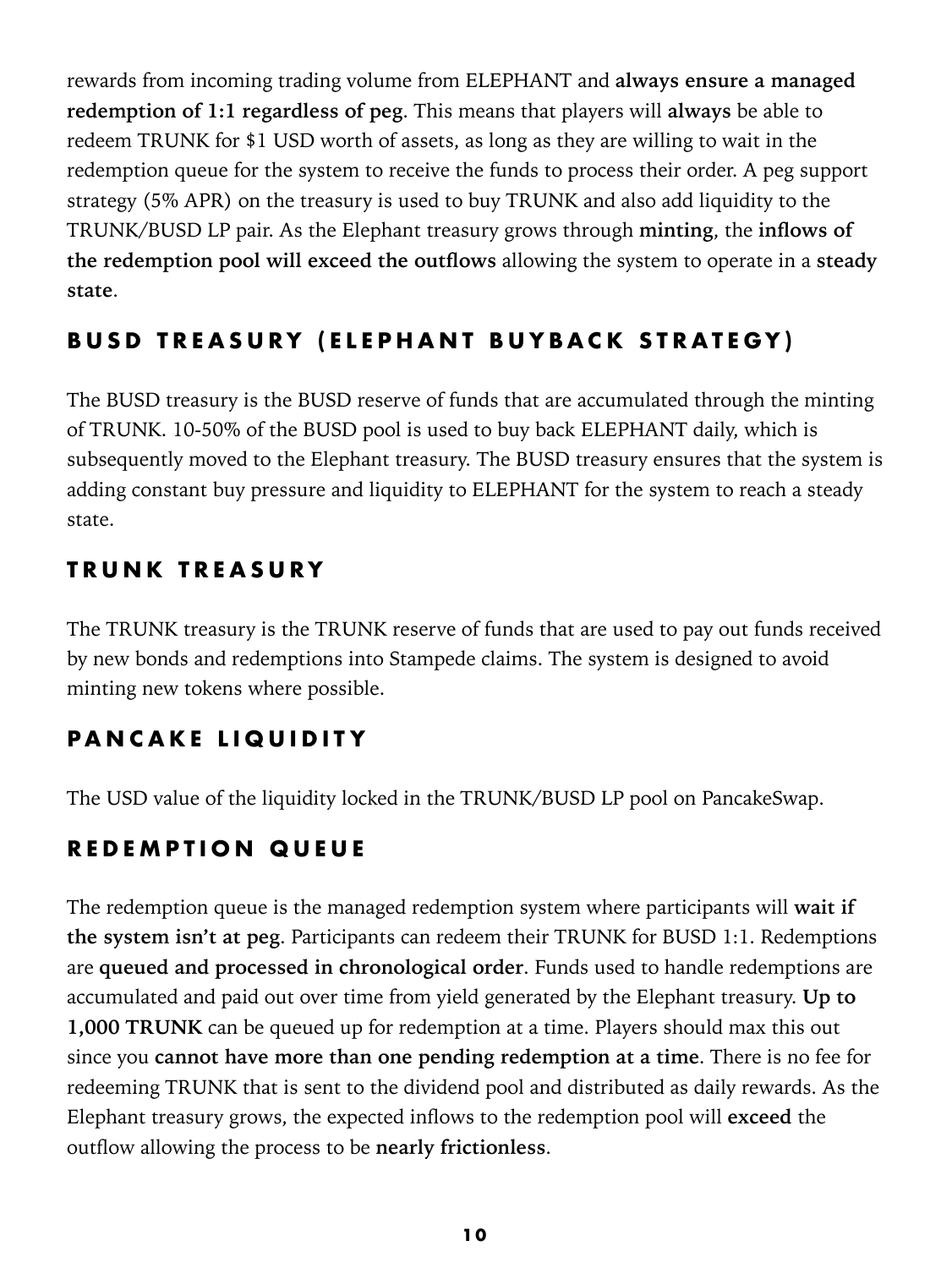rewards from incoming trading volume from ELEPHANT and **always ensure a managed redemption of 1:1 regardless of peg**. This means that players will **always** be able to redeem TRUNK for $1 USD worth of assets, as long as they are willing to wait in the redemption queue for the system to receive the funds to process their order. A peg support strategy (5% APR) on the treasury is used to buy TRUNK and also add liquidity to the TRUNK/BUSD LP pair. As the Elephant treasury grows through **minting**, the **inflows of the redemption pool will exceed the outflows** allowing the system to operate in a **steady state**.

## BUSD TREASURY (ELEPHANT BUYBACK STRATEGY)

The BUSD treasury is the BUSD reserve of funds that are accumulated through the minting of TRUNK. 10-50% of the BUSD pool is used to buy back ELEPHANT daily, which is subsequently moved to the Elephant treasury. The BUSD treasury ensures that the system is adding constant buy pressure and liquidity to ELEPHANT for the system to reach a steady state.

## TRUNK TREASURY

The TRUNK treasury is the TRUNK reserve of funds that are used to pay out funds received by new bonds and redemptions into Stampede claims. The system is designed to avoid minting new tokens where possible.

## PANCAKE LIQUIDITY

The USD value of the liquidity locked in the TRUNK/BUSD LP pool on PancakeSwap.

## REDEMPTION QUEUE

The redemption queue is the managed redemption system where participants will **wait if the system isn't at peg**. Participants can redeem their TRUNK for BUSD 1:1. Redemptions are **queued and processed in chronological order**. Funds used to handle redemptions are accumulated and paid out over time from yield generated by the Elephant treasury. **Up to 1,000 TRUNK** can be queued up for redemption at a time. Players should max this out since you **cannot have more than one pending redemption at a time**. There is no fee for redeeming TRUNK that is sent to the dividend pool and distributed as daily rewards. As the Elephant treasury grows, the expected inflows to the redemption pool will **exceed** the outflow allowing the process to be **nearly frictionless**.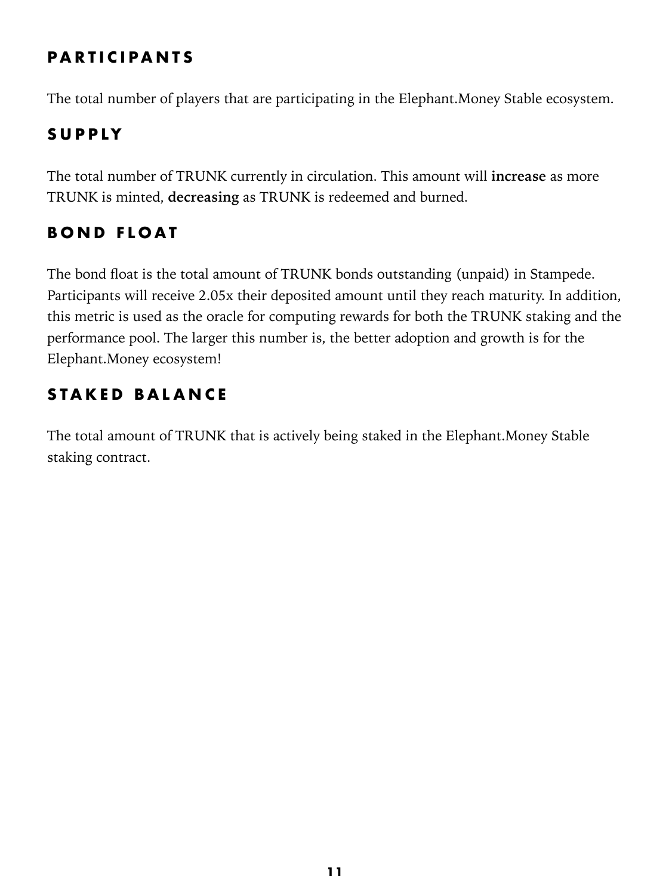## PARTICIPANTS

The total number of players that are participating in the Elephant.Money Stable ecosystem.

## SUPPLY

The total number of TRUNK currently in circulation. This amount will **increase** as more TRUNK is minted, **decreasing** as TRUNK is redeemed and burned.

## BOND FLOAT

The bond float is the total amount of TRUNK bonds outstanding (unpaid) in Stampede. Participants will receive 2.05x their deposited amount until they reach maturity. In addition, this metric is used as the oracle for computing rewards for both the TRUNK staking and the performance pool. The larger this number is, the better adoption and growth is for the Elephant.Money ecosystem!

## STAKED BALANCE

The total amount of TRUNK that is actively being staked in the Elephant.Money Stable staking contract.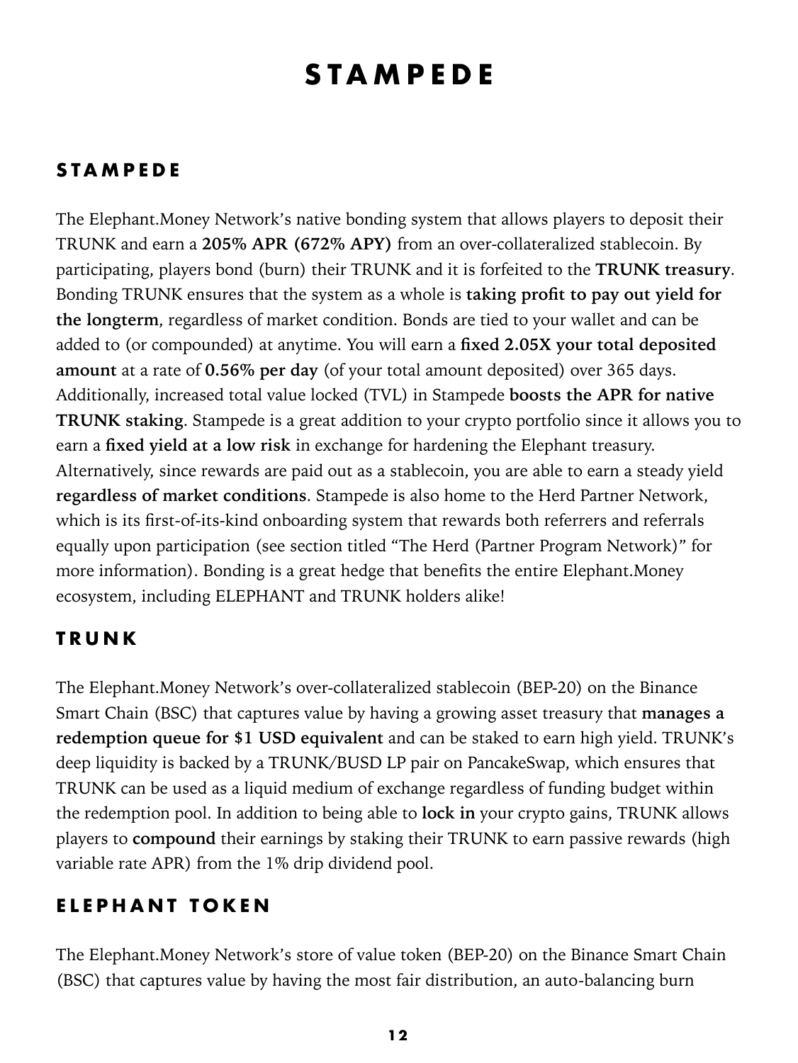# STAMPEDE

## STAMPEDE

The Elephant.Money Network's native bonding system that allows players to deposit their TRUNK and earn a **205% APR (672% APY)** from an over-collateralized stablecoin. By participating, players bond (burn) their TRUNK and it is forfeited to the **TRUNK treasury**. Bonding TRUNK ensures that the system as a whole is **taking profit to pay out yield for the longterm**, regardless of market condition. Bonds are tied to your wallet and can be added to (or compounded) at anytime. You will earn a **fixed 2.05X your total deposited amount** at a rate of **0.56% per day** (of your total amount deposited) over 365 days. Additionally, increased total value locked (TVL) in Stampede **boosts the APR for native TRUNK staking**. Stampede is a great addition to your crypto portfolio since it allows you to earn a **fixed yield at a low risk** in exchange for hardening the Elephant treasury. Alternatively, since rewards are paid out as a stablecoin, you are able to earn a steady yield **regardless of market conditions**. Stampede is also home to the Herd Partner Network, which is its first-of-its-kind onboarding system that rewards both referrers and referrals equally upon participation (see section titled "The Herd (Partner Program Network)" for more information). Bonding is a great hedge that benefits the entire Elephant.Money ecosystem, including ELEPHANT and TRUNK holders alike!

## TRUNK

The Elephant.Money Network's over-collateralized stablecoin (BEP-20) on the Binance Smart Chain (BSC) that captures value by having a growing asset treasury that **manages a redemption queue for $1 USD equivalent** and can be staked to earn high yield. TRUNK's deep liquidity is backed by a TRUNK/BUSD LP pair on PancakeSwap, which ensures that TRUNK can be used as a liquid medium of exchange regardless of funding budget within the redemption pool. In addition to being able to **lock in** your crypto gains, TRUNK allows players to **compound** their earnings by staking their TRUNK to earn passive rewards (high variable rate APR) from the 1% drip dividend pool.

## ELEPHANT TOKEN

The Elephant.Money Network's store of value token (BEP-20) on the Binance Smart Chain (BSC) that captures value by having the most fair distribution, an auto-balancing burn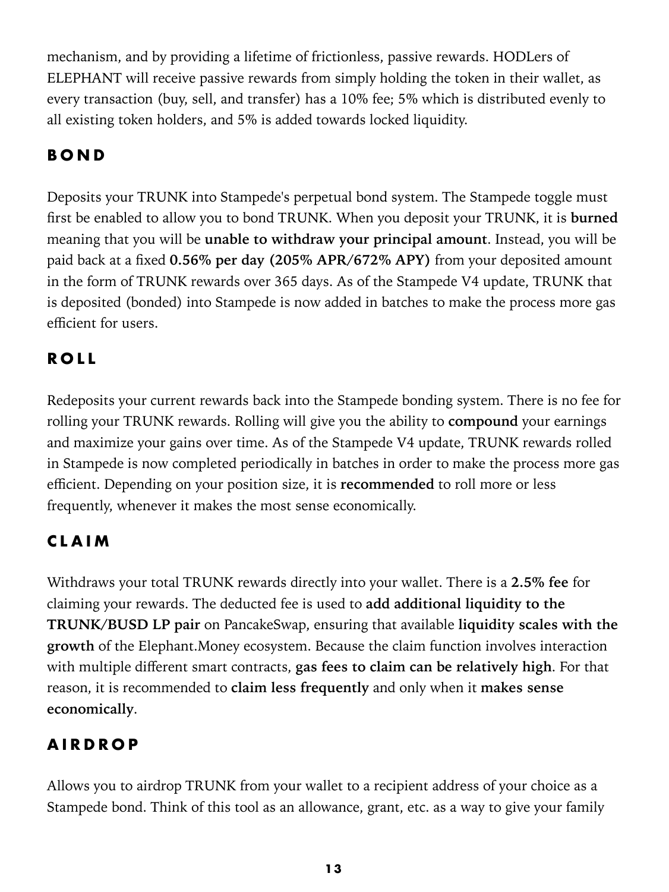mechanism, and by providing a lifetime of frictionless, passive rewards. HODLers of ELEPHANT will receive passive rewards from simply holding the token in their wallet, as every transaction (buy, sell, and transfer) has a 10% fee; 5% which is distributed evenly to all existing token holders, and 5% is added towards locked liquidity.

## BOND

Deposits your TRUNK into Stampede's perpetual bond system. The Stampede toggle must first be enabled to allow you to bond TRUNK. When you deposit your TRUNK, it is **burned** meaning that you will be **unable to withdraw your principal amount**. Instead, you will be paid back at a fixed **0.56% per day (205% APR/672% APY)** from your deposited amount in the form of TRUNK rewards over 365 days. As of the Stampede V4 update, TRUNK that is deposited (bonded) into Stampede is now added in batches to make the process more gas efficient for users.

## ROLL

Redeposits your current rewards back into the Stampede bonding system. There is no fee for rolling your TRUNK rewards. Rolling will give you the ability to **compound** your earnings and maximize your gains over time. As of the Stampede V4 update, TRUNK rewards rolled in Stampede is now completed periodically in batches in order to make the process more gas efficient. Depending on your position size, it is **recommended** to roll more or less frequently, whenever it makes the most sense economically.

## CLAIM

Withdraws your total TRUNK rewards directly into your wallet. There is a **2.5% fee** for claiming your rewards. The deducted fee is used to **add additional liquidity to the TRUNK/BUSD LP pair** on PancakeSwap, ensuring that available **liquidity scales with the growth** of the Elephant.Money ecosystem. Because the claim function involves interaction with multiple different smart contracts, **gas fees to claim can be relatively high**. For that reason, it is recommended to **claim less frequently** and only when it **makes sense economically**.

## AIRDROP

Allows you to airdrop TRUNK from your wallet to a recipient address of your choice as a Stampede bond. Think of this tool as an allowance, grant, etc. as a way to give your family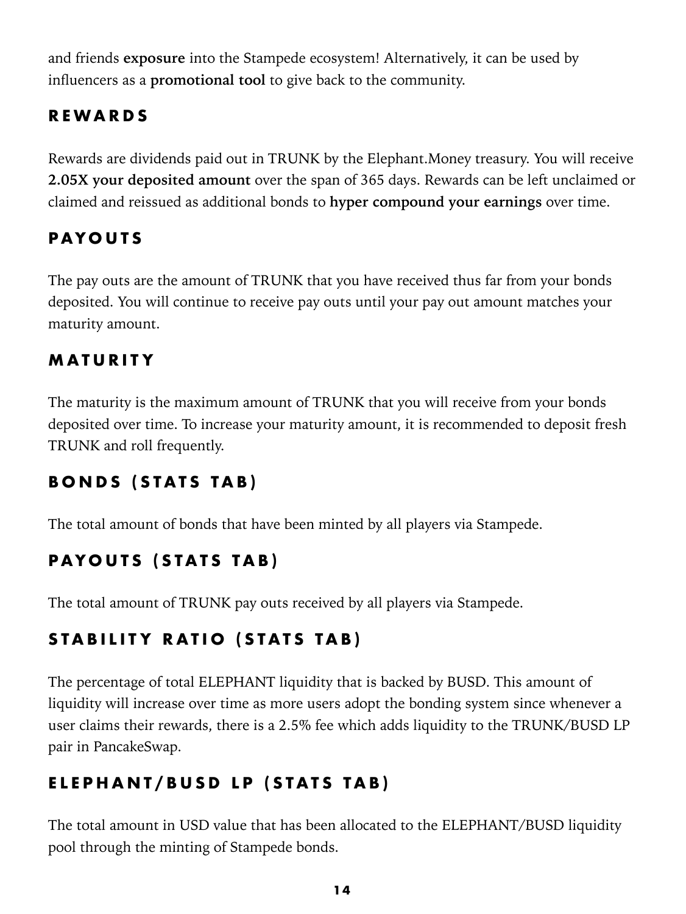and friends **exposure** into the Stampede ecosystem! Alternatively, it can be used by influencers as a **promotional tool** to give back to the community.

### REWARDS

Rewards are dividends paid out in TRUNK by the Elephant.Money treasury. You will receive **2.05X your deposited amount** over the span of 365 days. Rewards can be left unclaimed or claimed and reissued as additional bonds to **hyper compound your earnings** over time.

### PAYOUTS

The pay outs are the amount of TRUNK that you have received thus far from your bonds deposited. You will continue to receive pay outs until your pay out amount matches your maturity amount.

### MATURITY

The maturity is the maximum amount of TRUNK that you will receive from your bonds deposited over time. To increase your maturity amount, it is recommended to deposit fresh TRUNK and roll frequently.

### BONDS (STATS TAB)

The total amount of bonds that have been minted by all players via Stampede.

### PAYOUTS (STATS TAB)

The total amount of TRUNK pay outs received by all players via Stampede.

### STABILITY RATIO (STATS TAB)

The percentage of total ELEPHANT liquidity that is backed by BUSD. This amount of liquidity will increase over time as more users adopt the bonding system since whenever a user claims their rewards, there is a 2.5% fee which adds liquidity to the TRUNK/BUSD LP pair in PancakeSwap.

### ELEPHANT/BUSD LP (STATS TAB)

The total amount in USD value that has been allocated to the ELEPHANT/BUSD liquidity pool through the minting of Stampede bonds.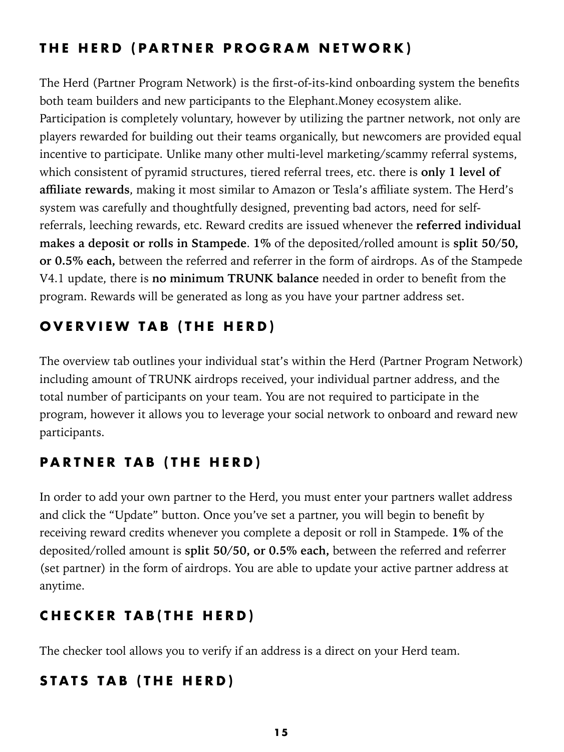## THE HERD (PARTNER PROGRAM NETWORK)

The Herd (Partner Program Network) is the first-of-its-kind onboarding system the benefits both team builders and new participants to the Elephant.Money ecosystem alike. Participation is completely voluntary, however by utilizing the partner network, not only are players rewarded for building out their teams organically, but newcomers are provided equal incentive to participate. Unlike many other multi-level marketing/scammy referral systems, which consistent of pyramid structures, tiered referral trees, etc. there is **only 1 level of affiliate rewards**, making it most similar to Amazon or Tesla's affiliate system. The Herd's system was carefully and thoughtfully designed, preventing bad actors, need for self-referrals, leeching rewards, etc. Reward credits are issued whenever the **referred individual makes a deposit or rolls in Stampede**. **1%** of the deposited/rolled amount is **split 50/50, or 0.5% each,** between the referred and referrer in the form of airdrops. As of the Stampede V4.1 update, there is **no minimum TRUNK balance** needed in order to benefit from the program. Rewards will be generated as long as you have your partner address set.

## OVERVIEW TAB (THE HERD)

The overview tab outlines your individual stat's within the Herd (Partner Program Network) including amount of TRUNK airdrops received, your individual partner address, and the total number of participants on your team. You are not required to participate in the program, however it allows you to leverage your social network to onboard and reward new participants.

## PARTNER TAB (THE HERD)

In order to add your own partner to the Herd, you must enter your partners wallet address and click the "Update" button. Once you've set a partner, you will begin to benefit by receiving reward credits whenever you complete a deposit or roll in Stampede. **1%** of the deposited/rolled amount is **split 50/50, or 0.5% each,** between the referred and referrer (set partner) in the form of airdrops. You are able to update your active partner address at anytime.

## CHECKER TAB(THE HERD)

The checker tool allows you to verify if an address is a direct on your Herd team.

## STATS TAB (THE HERD)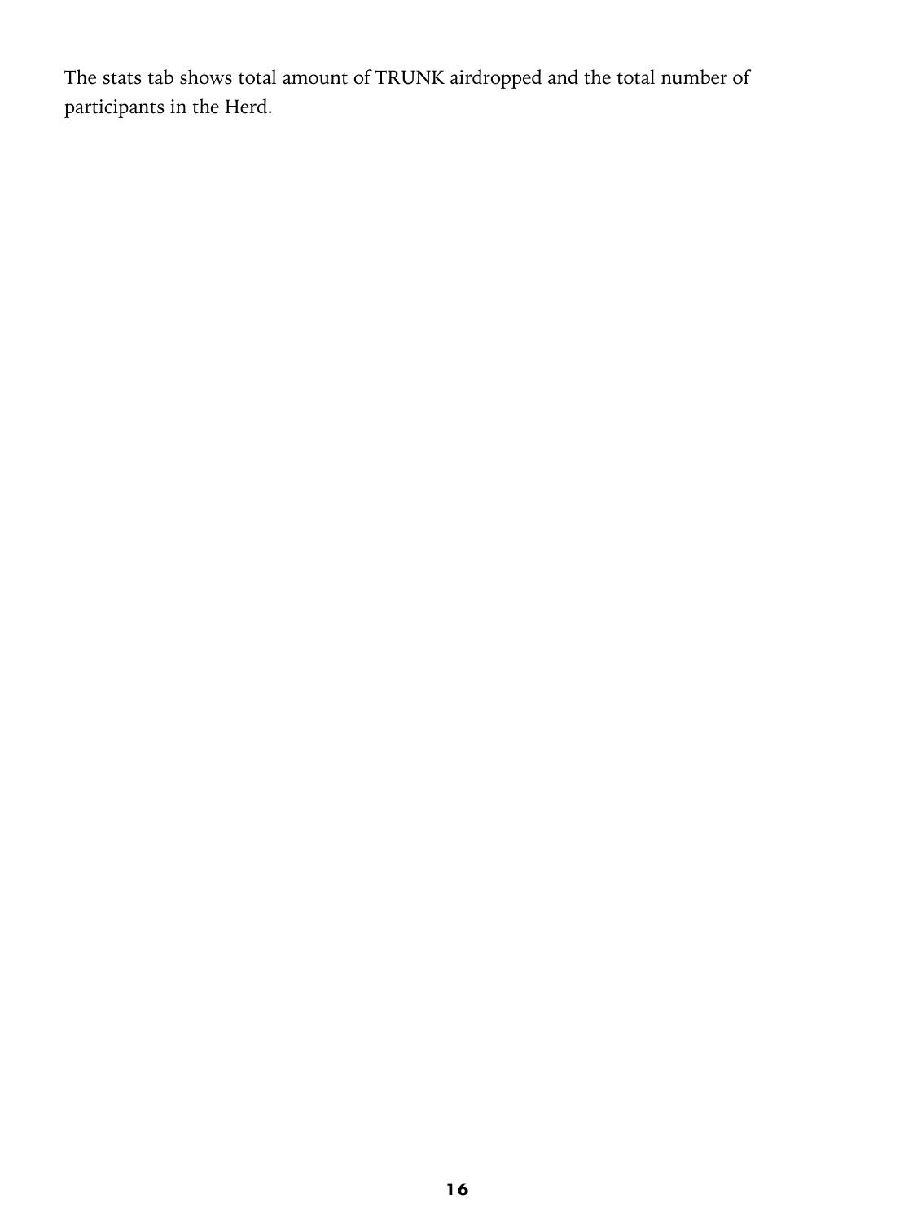The stats tab shows total amount of TRUNK airdropped and the total number of participants in the Herd.